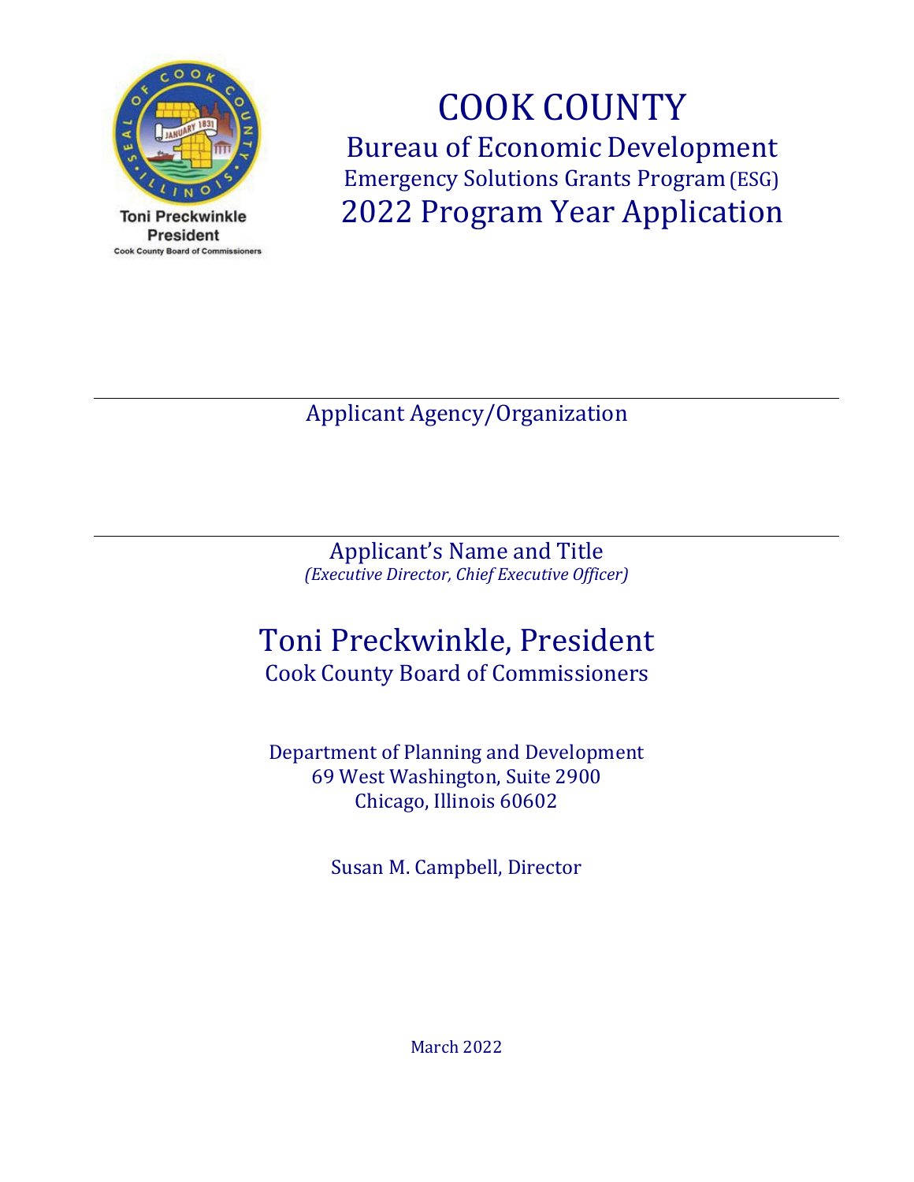Toni Preckwinkle
President
Cook County Board of Commissioners

# COOK COUNTY

## Bureau of Economic Development

### Emergency Solutions Grants Program (ESG)

## 2022 Program Year Application

---

Applicant Agency/Organization

---

Applicant's Name and Title
*(Executive Director, Chief Executive Officer)*

## Toni Preckwinkle, President

Cook County Board of Commissioners

Department of Planning and Development
69 West Washington, Suite 2900
Chicago, Illinois 60602

Susan M. Campbell, Director

March 2022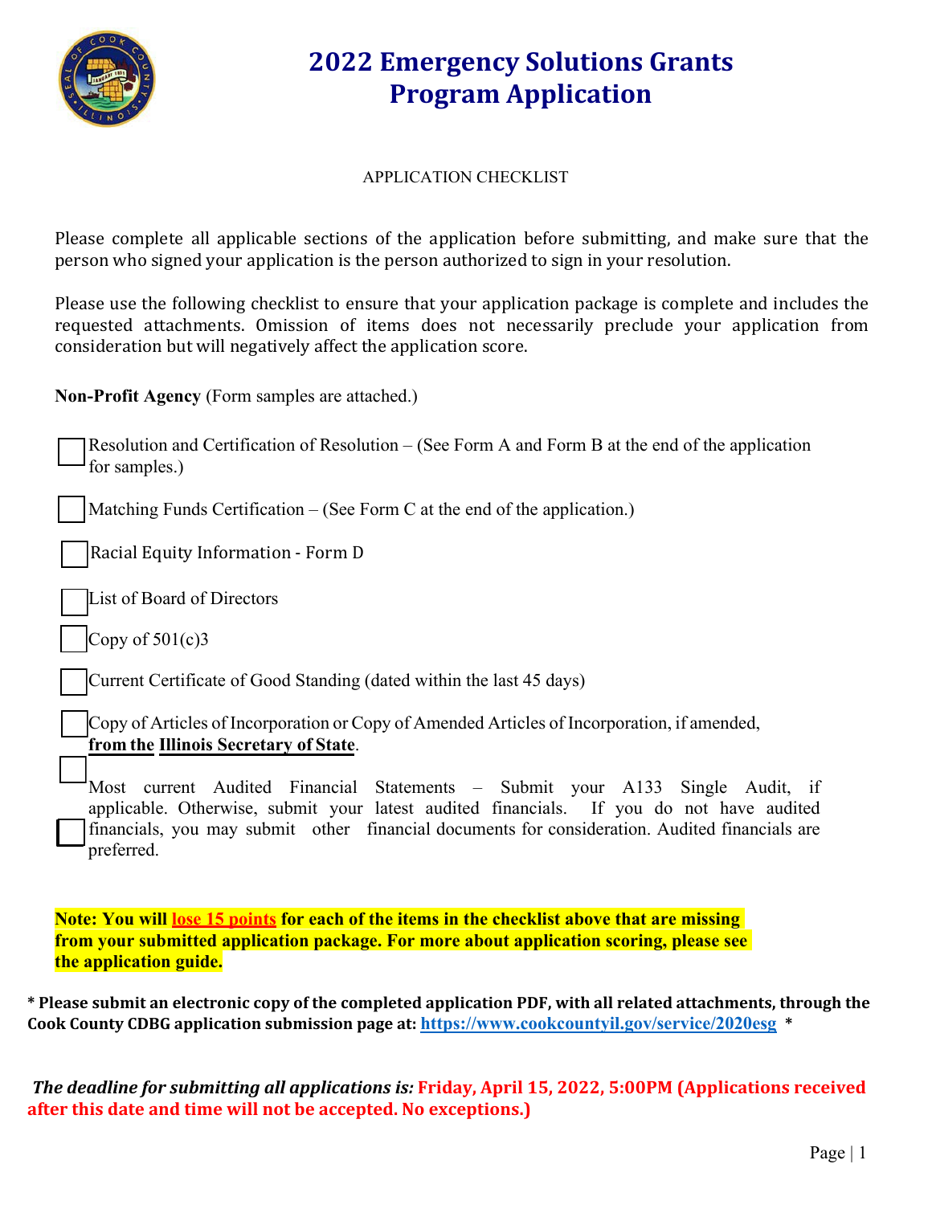# 2022 Emergency Solutions Grants Program Application

APPLICATION CHECKLIST

Please complete all applicable sections of the application before submitting, and make sure that the person who signed your application is the person authorized to sign in your resolution.

Please use the following checklist to ensure that your application package is complete and includes the requested attachments. Omission of items does not necessarily preclude your application from consideration but will negatively affect the application score.

**Non-Profit Agency** (Form samples are attached.)

- [ ] Resolution and Certification of Resolution – (See Form A and Form B at the end of the application for samples.)
- [ ] Matching Funds Certification – (See Form C at the end of the application.)
- [ ] Racial Equity Information - Form D
- [ ] List of Board of Directors
- [ ] Copy of 501(c)3
- [ ] Current Certificate of Good Standing (dated within the last 45 days)
- [ ] Copy of Articles of Incorporation or Copy of Amended Articles of Incorporation, if amended, **from the Illinois Secretary of State**.
- [ ] Most current Audited Financial Statements – Submit your A133 Single Audit, if applicable. Otherwise, submit your latest audited financials. If you do not have audited financials, you may submit other financial documents for consideration. Audited financials are preferred.

**Note: You will lose 15 points for each of the items in the checklist above that are missing from your submitted application package. For more about application scoring, please see the application guide.**

**\* Please submit an electronic copy of the completed application PDF, with all related attachments, through the Cook County CDBG application submission page at: https://www.cookcountyil.gov/service/2020esg \***

***The deadline for submitting all applications is:*** **Friday, April 15, 2022, 5:00PM (Applications received after this date and time will not be accepted. No exceptions.)**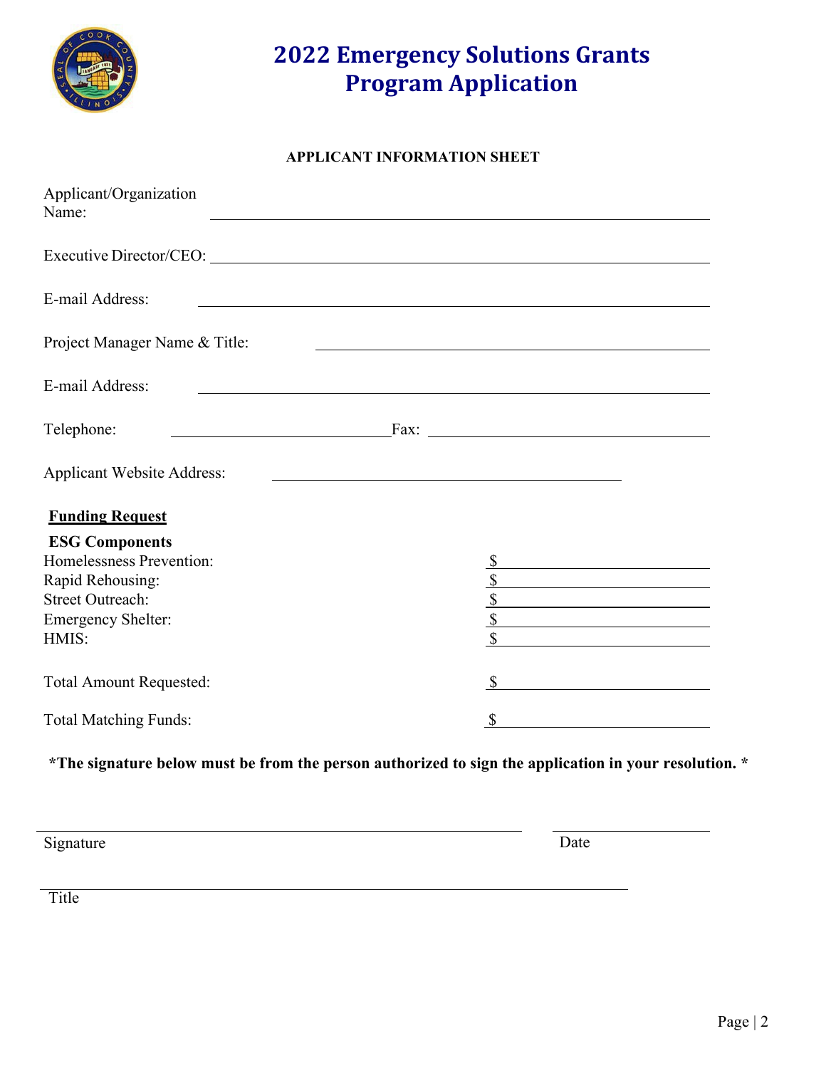# 2022 Emergency Solutions Grants Program Application

**APPLICANT INFORMATION SHEET**

Applicant/Organization Name: ______________________________

Executive Director/CEO: ______________________________

E-mail Address: ______________________________

Project Manager Name & Title: ______________________________

E-mail Address: ______________________________

Telephone: ______________________________ Fax: ______________________________

Applicant Website Address: ______________________________

**Funding Request**

**ESG Components**

| | |
|---|---|
| Homelessness Prevention: | $ |
| Rapid Rehousing: | $ |
| Street Outreach: | $ |
| Emergency Shelter: | $ |
| HMIS: | $ |
| Total Amount Requested: | $ |
| Total Matching Funds: | $ |

**\*The signature below must be from the person authorized to sign the application in your resolution. \***

______________________________ ______________________________

Signature Date

______________________________

Title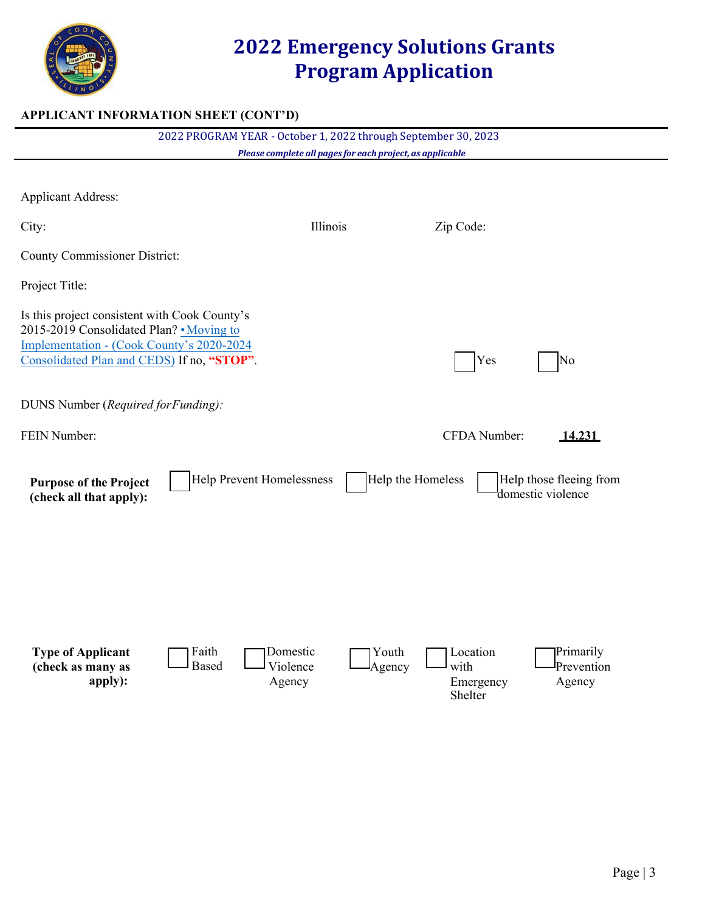# 2022 Emergency Solutions Grants Program Application

**APPLICANT INFORMATION SHEET (CONT'D)**

2022 PROGRAM YEAR - October 1, 2022 through September 30, 2023

***Please complete all pages for each project, as applicable***

Applicant Address:

City: Illinois Zip Code:

County Commissioner District:

Project Title:

Is this project consistent with Cook County's 2015-2019 Consolidated Plan? [•Moving to Implementation - (Cook County's 2020-2024 Consolidated Plan and CEDS)] If no, **"STOP"**.

☐ Yes ☐ No

DUNS Number (*Required for Funding):*

FEIN Number: CFDA Number: **14.231**

**Purpose of the Project (check all that apply):** ☐ Help Prevent Homelessness ☐ Help the Homeless ☐ Help those fleeing from domestic violence

**Type of Applicant (check as many as apply):** ☐ Faith Based ☐ Domestic Violence Agency ☐ Youth Agency ☐ Location with Emergency Shelter ☐ Primarily Prevention Agency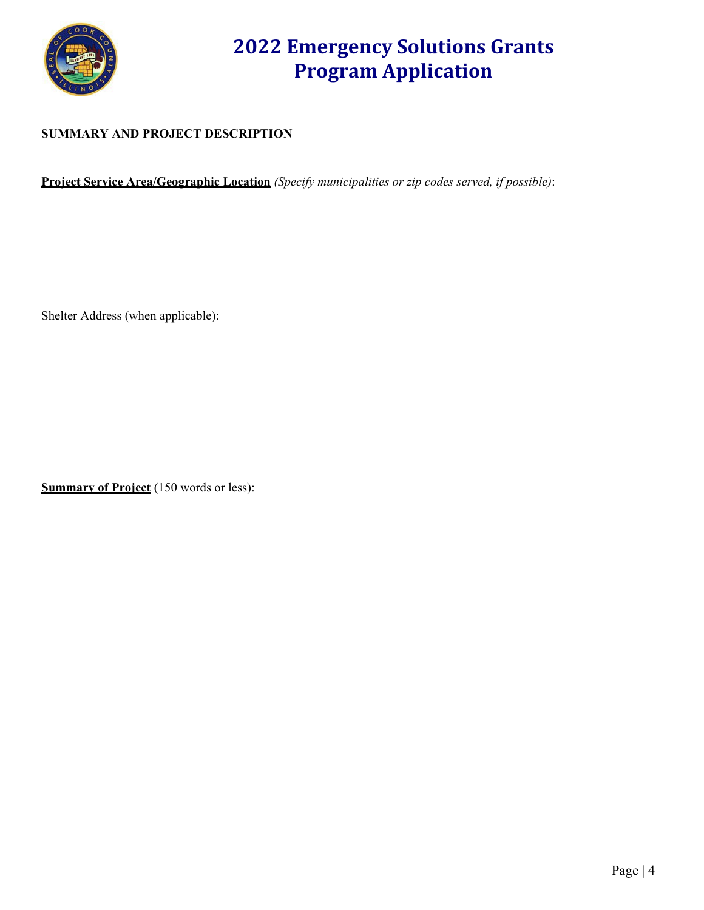# 2022 Emergency Solutions Grants Program Application

**SUMMARY AND PROJECT DESCRIPTION**

**Project Service Area/Geographic Location** *(Specify municipalities or zip codes served, if possible)*:

Shelter Address (when applicable):

**Summary of Project** (150 words or less):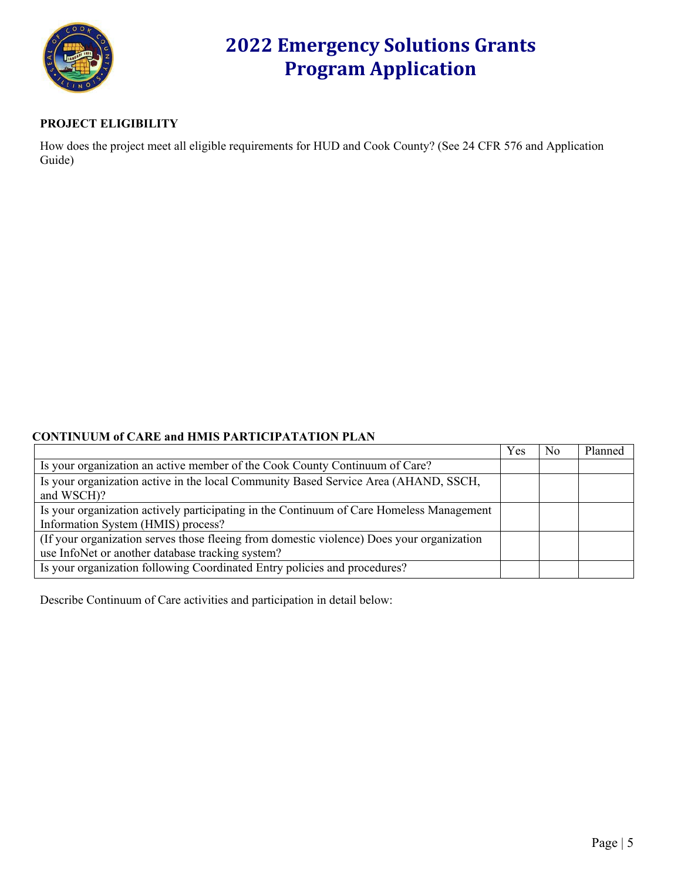# 2022 Emergency Solutions Grants Program Application

**PROJECT ELIGIBILITY**

How does the project meet all eligible requirements for HUD and Cook County? (See 24 CFR 576 and Application Guide)

**CONTINUUM of CARE and HMIS PARTICIPATATION PLAN**

| | Yes | No | Planned |
|---|---|---|---|
| Is your organization an active member of the Cook County Continuum of Care? | | | |
| Is your organization active in the local Community Based Service Area (AHAND, SSCH, and WSCH)? | | | |
| Is your organization actively participating in the Continuum of Care Homeless Management Information System (HMIS) process? | | | |
| (If your organization serves those fleeing from domestic violence) Does your organization use InfoNet or another database tracking system? | | | |
| Is your organization following Coordinated Entry policies and procedures? | | | |

Describe Continuum of Care activities and participation in detail below: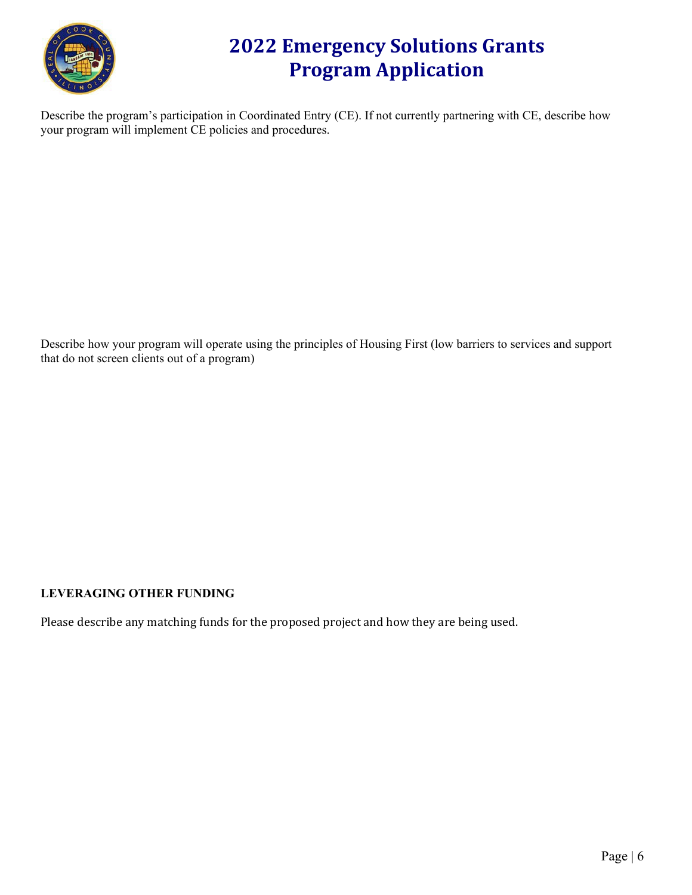# 2022 Emergency Solutions Grants Program Application

Describe the program's participation in Coordinated Entry (CE). If not currently partnering with CE, describe how your program will implement CE policies and procedures.

Describe how your program will operate using the principles of Housing First (low barriers to services and support that do not screen clients out of a program)

**LEVERAGING OTHER FUNDING**

Please describe any matching funds for the proposed project and how they are being used.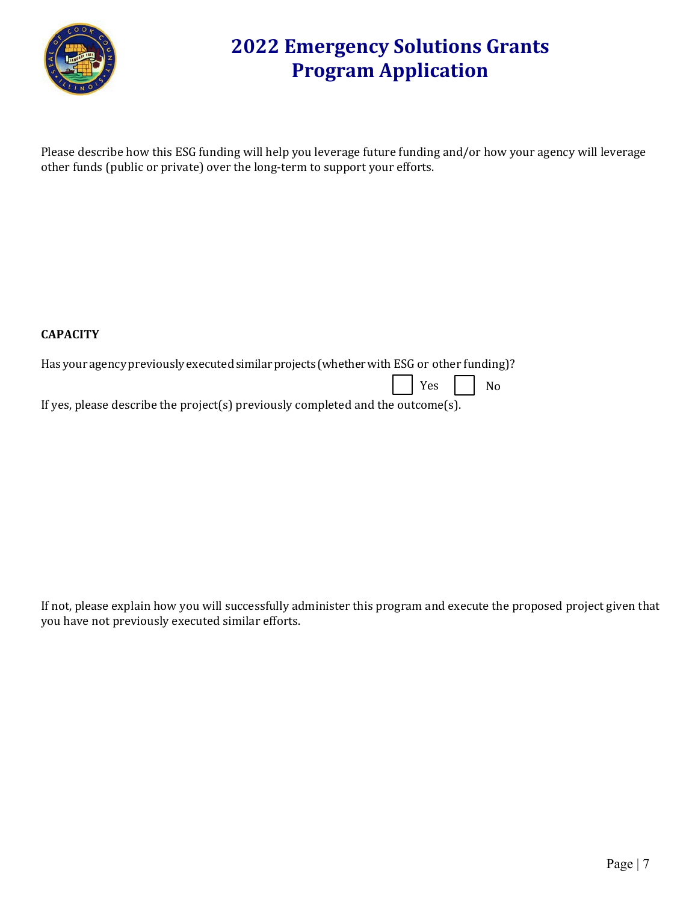Please describe how this ESG funding will help you leverage future funding and/or how your agency will leverage other funds (public or private) over the long-term to support your efforts.

**CAPACITY**

Has your agency previously executed similar projects (whether with ESG or other funding)?

☐ Yes ☐ No

If yes, please describe the project(s) previously completed and the outcome(s).

If not, please explain how you will successfully administer this program and execute the proposed project given that you have not previously executed similar efforts.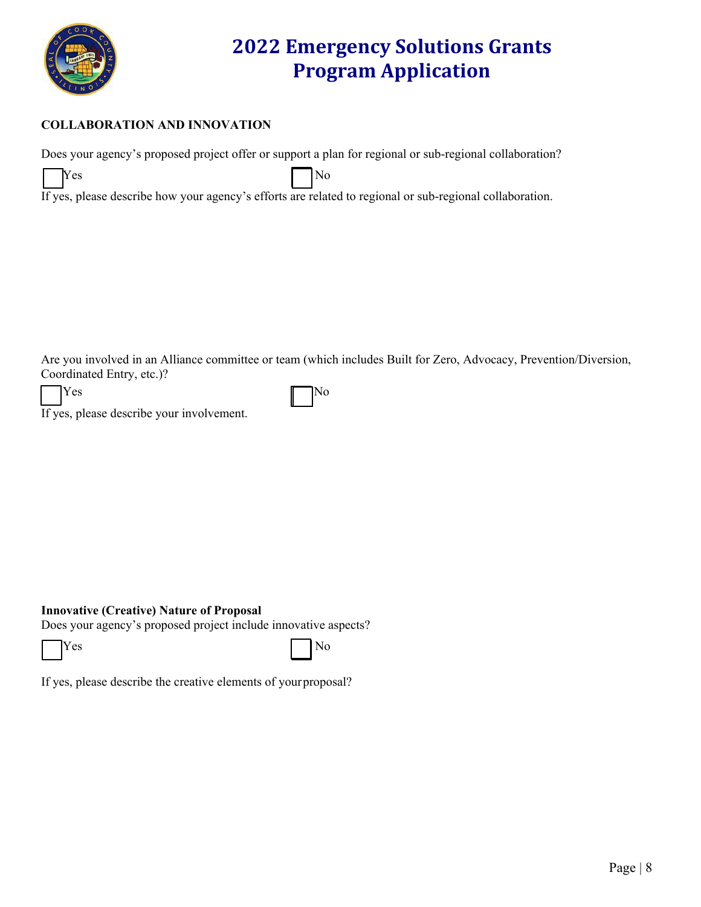# 2022 Emergency Solutions Grants Program Application

**COLLABORATION AND INNOVATION**

Does your agency's proposed project offer or support a plan for regional or sub-regional collaboration?

☐ Yes ☐ No

If yes, please describe how your agency's efforts are related to regional or sub-regional collaboration.

Are you involved in an Alliance committee or team (which includes Built for Zero, Advocacy, Prevention/Diversion, Coordinated Entry, etc.)?

☐ Yes ☐ No

If yes, please describe your involvement.

**Innovative (Creative) Nature of Proposal**

Does your agency's proposed project include innovative aspects?

☐ Yes ☐ No

If yes, please describe the creative elements of your proposal?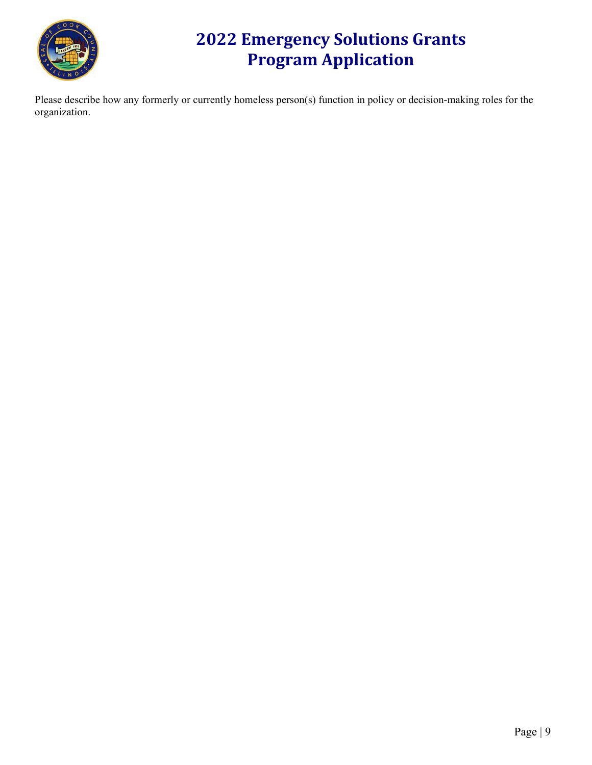# 2022 Emergency Solutions Grants Program Application

Please describe how any formerly or currently homeless person(s) function in policy or decision-making roles for the organization.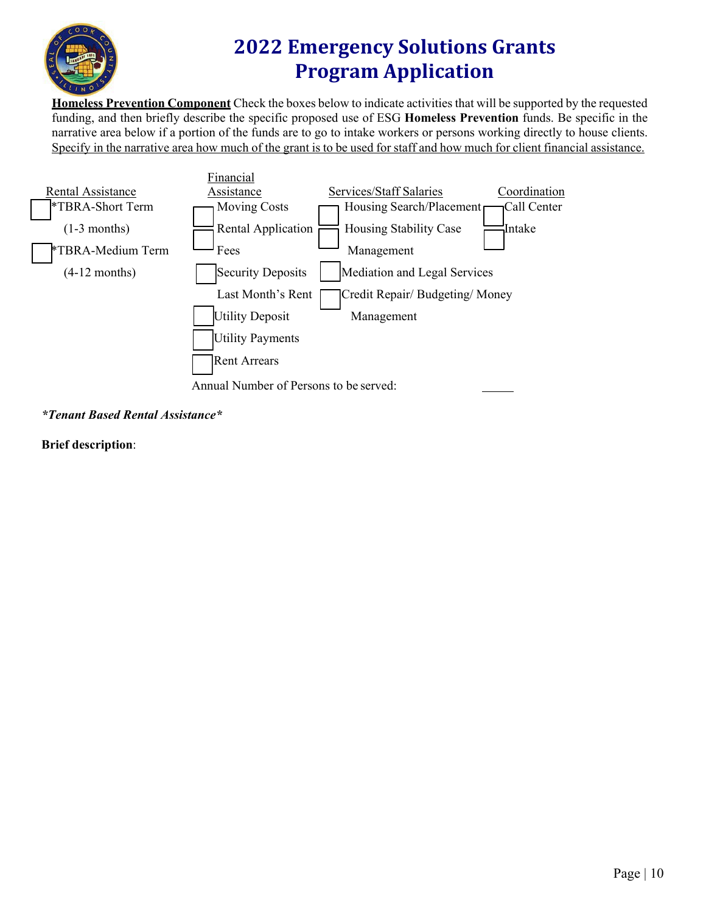# 2022 Emergency Solutions Grants Program Application

**Homeless Prevention Component** Check the boxes below to indicate activities that will be supported by the requested funding, and then briefly describe the specific proposed use of ESG **Homeless Prevention** funds. Be specific in the narrative area below if a portion of the funds are to go to intake workers or persons working directly to house clients. Specify in the narrative area how much of the grant is to be used for staff and how much for client financial assistance.

| Rental Assistance | Financial Assistance | Services/Staff Salaries | Coordination |
|---|---|---|---|
| ☐ *TBRA-Short Term (1-3 months) | ☐ Moving Costs | ☐ Housing Search/Placement | ☐ Call Center |
| ☐ *TBRA-Medium Term (4-12 months) | ☐ Rental Application Fees | ☐ Housing Stability Case Management | ☐ Intake |
| | ☐ Security Deposits Last Month's Rent | ☐ Mediation and Legal Services | |
| | ☐ Utility Deposit | ☐ Credit Repair/ Budgeting/ Money Management | |
| | ☐ Utility Payments | | |
| | ☐ Rent Arrears | | |

Annual Number of Persons to be served: _____

***Tenant Based Rental Assistance***

**Brief description**: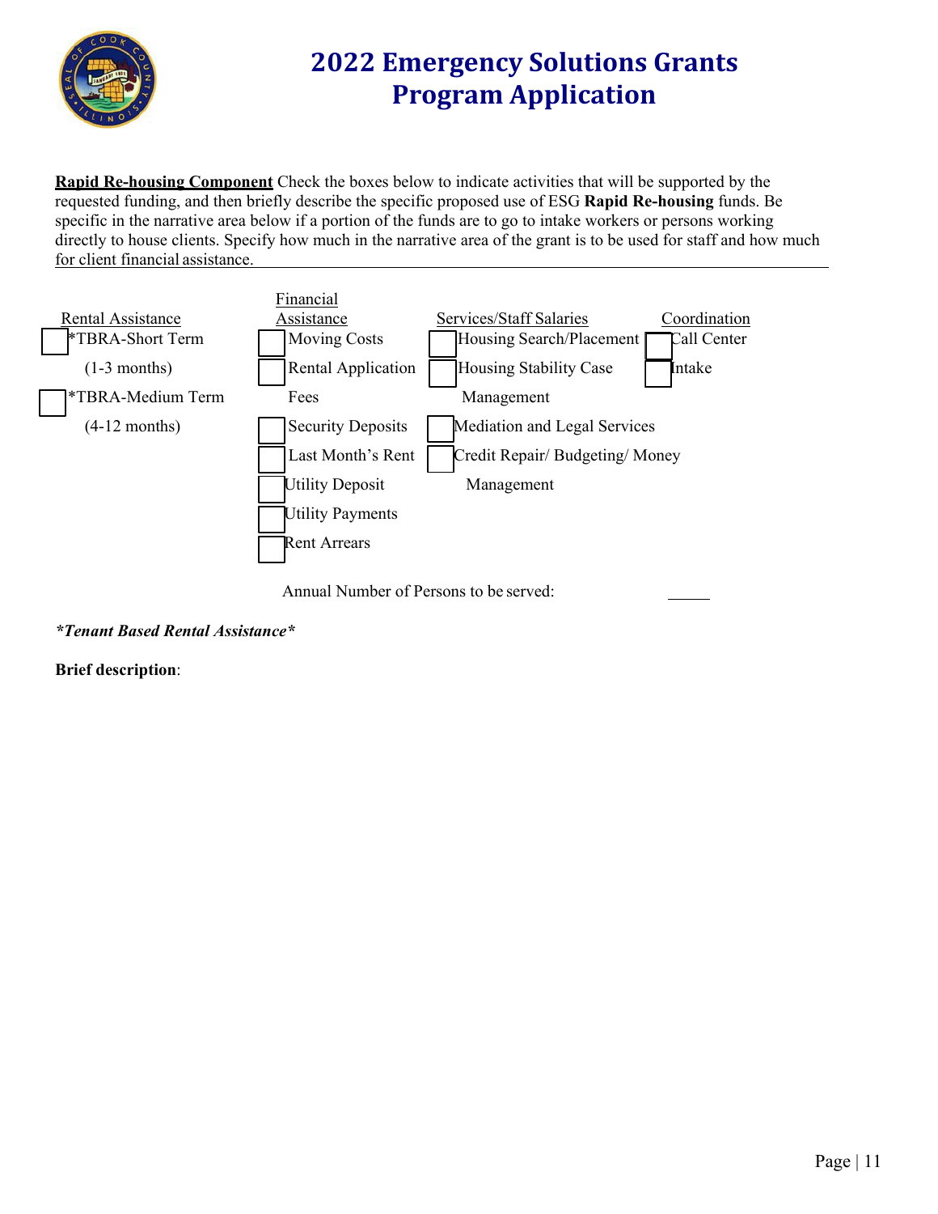# 2022 Emergency Solutions Grants Program Application

**Rapid Re-housing Component** Check the boxes below to indicate activities that will be supported by the requested funding, and then briefly describe the specific proposed use of ESG **Rapid Re-housing** funds. Be specific in the narrative area below if a portion of the funds are to go to intake workers or persons working directly to house clients. Specify how much in the narrative area of the grant is to be used for staff and how much for client financial assistance.

| Rental Assistance | Financial Assistance | Services/Staff Salaries | Coordination |
|---|---|---|---|
| ☐ *TBRA-Short Term (1-3 months) | ☐ Moving Costs | ☐ Housing Search/Placement | ☐ Call Center |
| ☐ *TBRA-Medium Term (4-12 months) | ☐ Rental Application Fees | ☐ Housing Stability Case Management | ☐ Intake |
| | ☐ Security Deposits | ☐ Mediation and Legal Services | |
| | ☐ Last Month's Rent | ☐ Credit Repair/ Budgeting/ Money Management | |
| | ☐ Utility Deposit | | |
| | ☐ Utility Payments | | |
| | ☐ Rent Arrears | | |

Annual Number of Persons to be served: _____

***Tenant Based Rental Assistance***

**Brief description**: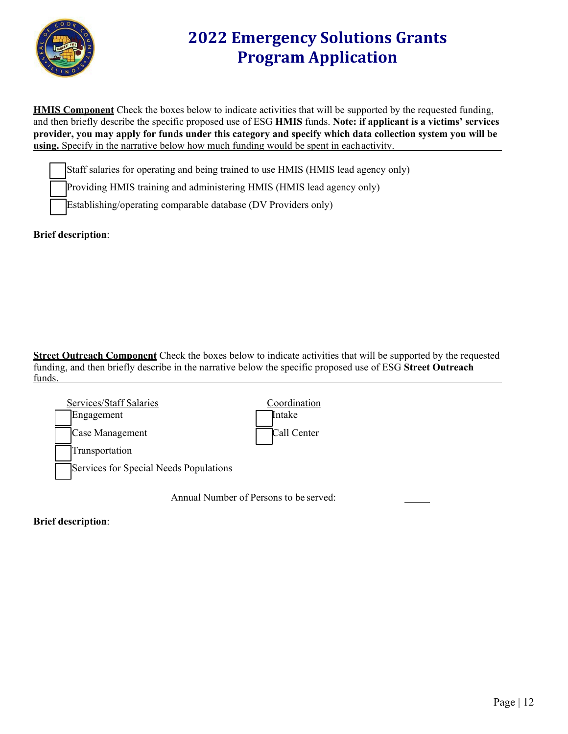# 2022 Emergency Solutions Grants Program Application

**HMIS Component** Check the boxes below to indicate activities that will be supported by the requested funding, and then briefly describe the specific proposed use of ESG **HMIS** funds. **Note: if applicant is a victims' services provider, you may apply for funds under this category and specify which data collection system you will be using.** Specify in the narrative below how much funding would be spent in each activity.

- ☐ Staff salaries for operating and being trained to use HMIS (HMIS lead agency only)
- ☐ Providing HMIS training and administering HMIS (HMIS lead agency only)
- ☐ Establishing/operating comparable database (DV Providers only)

**Brief description**:

**Street Outreach Component** Check the boxes below to indicate activities that will be supported by the requested funding, and then briefly describe in the narrative below the specific proposed use of ESG **Street Outreach** funds.

Services/Staff Salaries

- ☐ Engagement
- ☐ Case Management
- ☐ Transportation
- ☐ Services for Special Needs Populations

Coordination

- ☐ Intake
- ☐ Call Center

Annual Number of Persons to be served: _____

**Brief description**: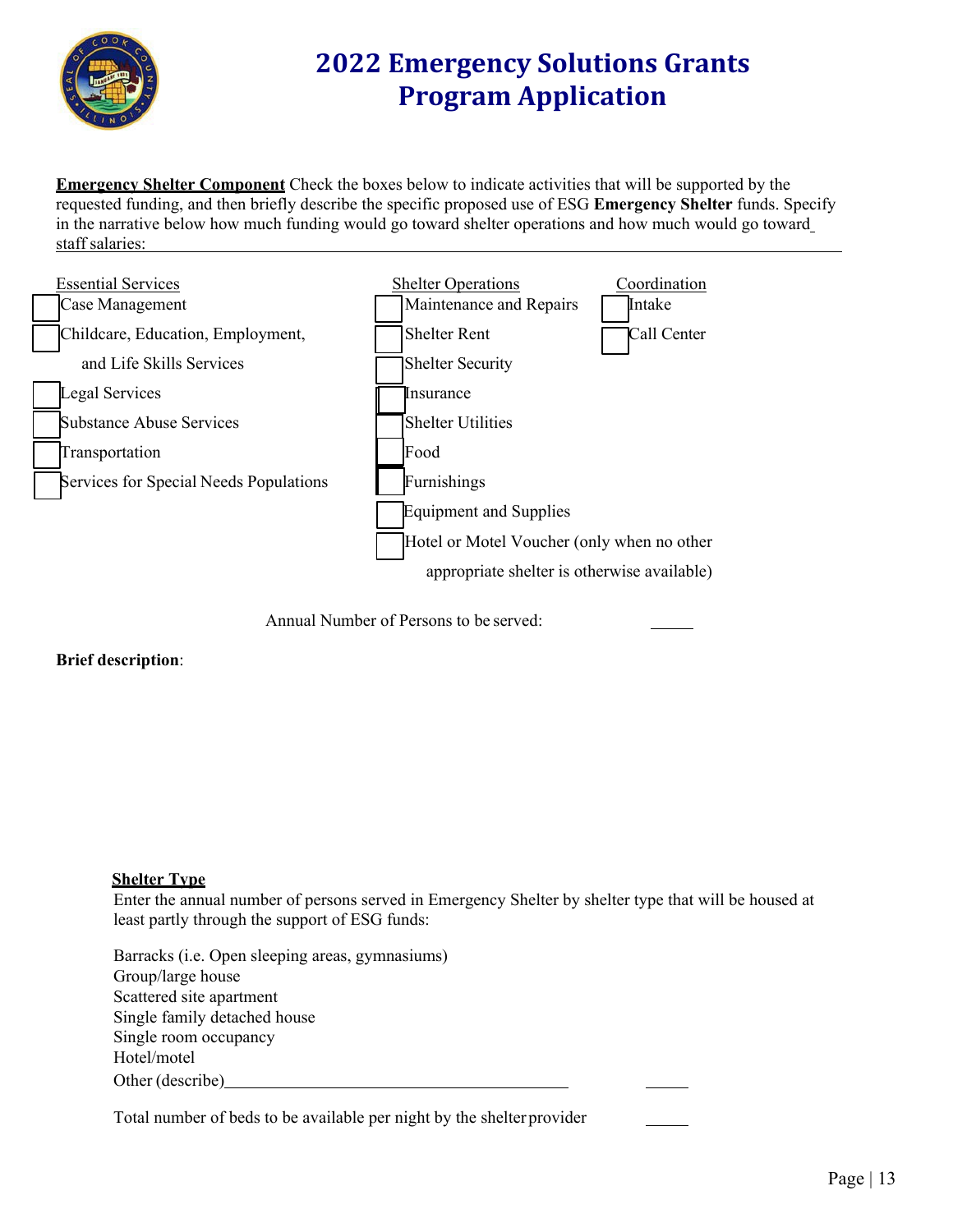# 2022 Emergency Solutions Grants Program Application

**Emergency Shelter Component** Check the boxes below to indicate activities that will be supported by the requested funding, and then briefly describe the specific proposed use of ESG **Emergency Shelter** funds. Specify in the narrative below how much funding would go toward shelter operations and how much would go toward staff salaries: \_\_\_\_\_\_\_\_\_\_\_\_\_\_\_\_\_\_\_\_\_\_\_\_\_\_\_\_\_\_\_\_\_\_\_\_\_\_\_\_

| Essential Services | Shelter Operations | Coordination |
|---|---|---|
| ☐ Case Management | ☐ Maintenance and Repairs | ☐ Intake |
| ☐ Childcare, Education, Employment, and Life Skills Services | ☐ Shelter Rent | ☐ Call Center |
| ☐ Legal Services | ☐ Shelter Security | |
| ☐ Substance Abuse Services | ☐ Insurance | |
| ☐ Transportation | ☐ Shelter Utilities | |
| ☐ Services for Special Needs Populations | ☐ Food | |
| | ☐ Furnishings | |
| | ☐ Equipment and Supplies | |
| | ☐ Hotel or Motel Voucher (only when no other appropriate shelter is otherwise available) | |

Annual Number of Persons to be served: \_\_\_\_\_

**Brief description**:

**Shelter Type**

Enter the annual number of persons served in Emergency Shelter by shelter type that will be housed at least partly through the support of ESG funds:

Barracks (i.e. Open sleeping areas, gymnasiums)
Group/large house
Scattered site apartment
Single family detached house
Single room occupancy
Hotel/motel
Other (describe)\_\_\_\_\_\_\_\_\_\_\_\_\_\_\_\_\_\_\_\_\_\_\_\_\_\_\_\_\_\_\_\_\_\_\_\_\_\_\_\_ \_\_\_\_\_

Total number of beds to be available per night by the shelter provider \_\_\_\_\_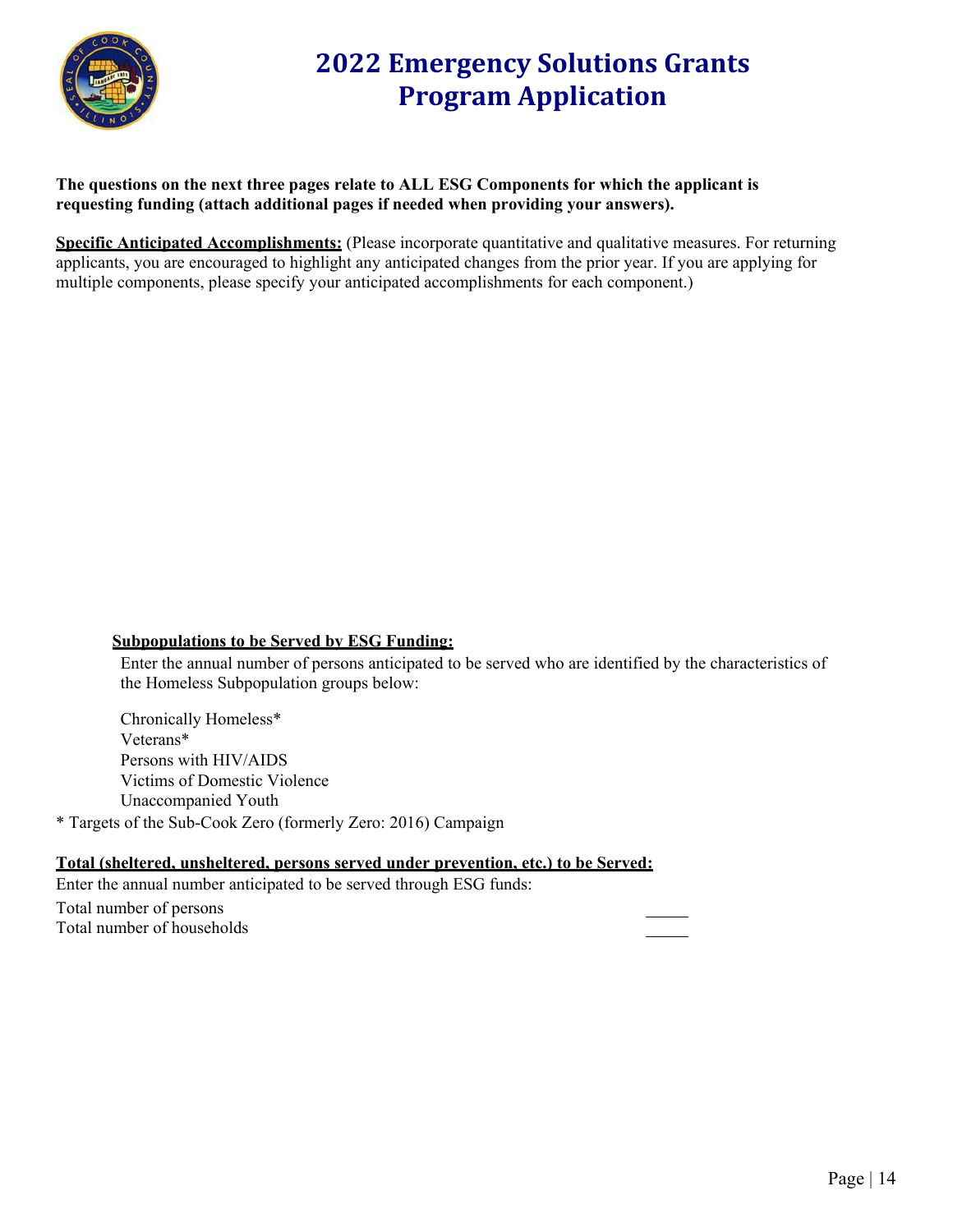# 2022 Emergency Solutions Grants Program Application

**The questions on the next three pages relate to ALL ESG Components for which the applicant is requesting funding (attach additional pages if needed when providing your answers).**

**Specific Anticipated Accomplishments:** (Please incorporate quantitative and qualitative measures. For returning applicants, you are encouraged to highlight any anticipated changes from the prior year. If you are applying for multiple components, please specify your anticipated accomplishments for each component.)

**Subpopulations to be Served by ESG Funding:**

Enter the annual number of persons anticipated to be served who are identified by the characteristics of the Homeless Subpopulation groups below:

Chronically Homeless*
Veterans*
Persons with HIV/AIDS
Victims of Domestic Violence
Unaccompanied Youth

\* Targets of the Sub-Cook Zero (formerly Zero: 2016) Campaign

**Total (sheltered, unsheltered, persons served under prevention, etc.) to be Served:**

Enter the annual number anticipated to be served through ESG funds:

Total number of persons _____
Total number of households _____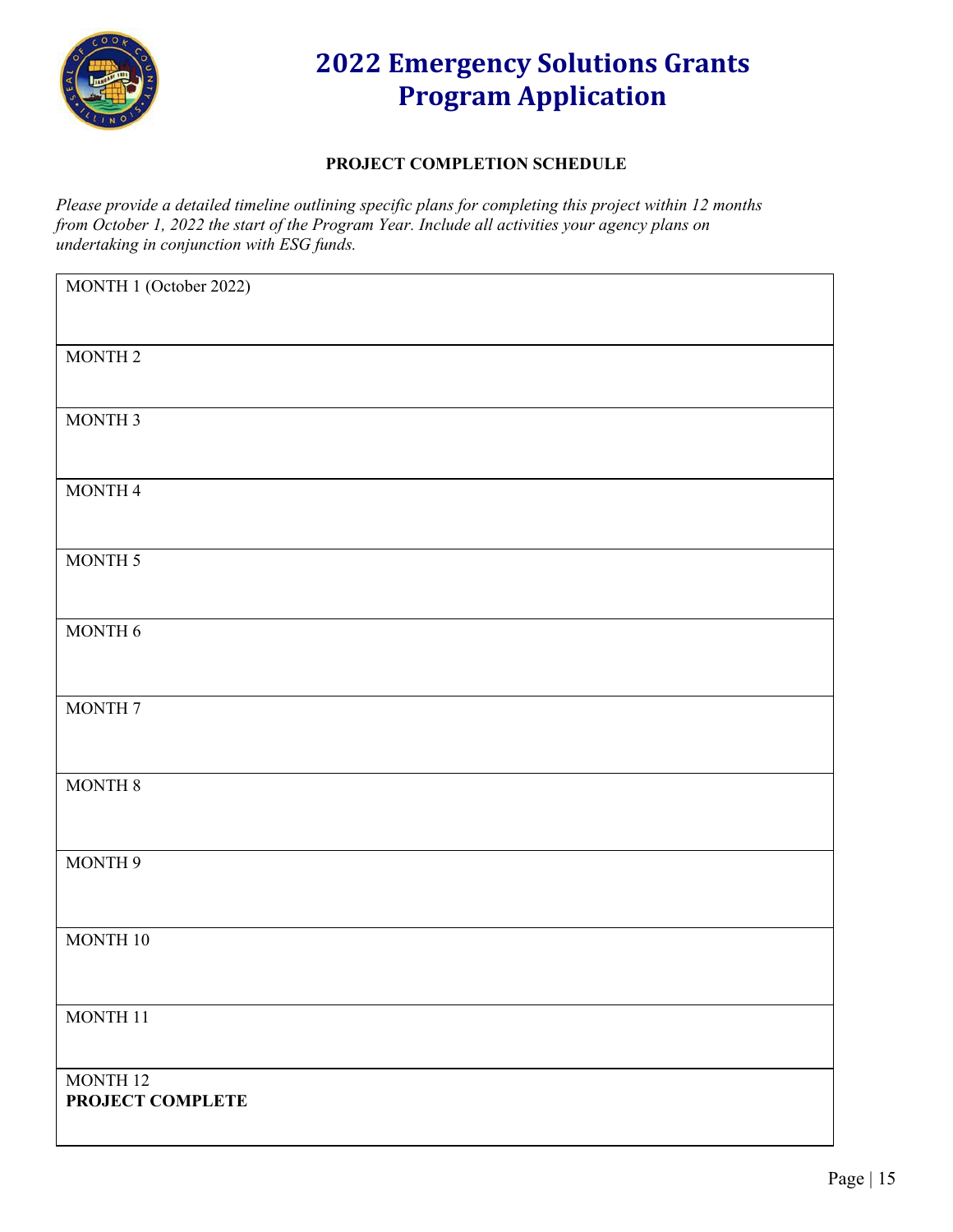# 2022 Emergency Solutions Grants Program Application

**PROJECT COMPLETION SCHEDULE**

*Please provide a detailed timeline outlining specific plans for completing this project within 12 months from October 1, 2022 the start of the Program Year. Include all activities your agency plans on undertaking in conjunction with ESG funds.*

| |
|---|
| MONTH 1 (October 2022) |
| MONTH 2 |
| MONTH 3 |
| MONTH 4 |
| MONTH 5 |
| MONTH 6 |
| MONTH 7 |
| MONTH 8 |
| MONTH 9 |
| MONTH 10 |
| MONTH 11 |
| MONTH 12<br>**PROJECT COMPLETE** |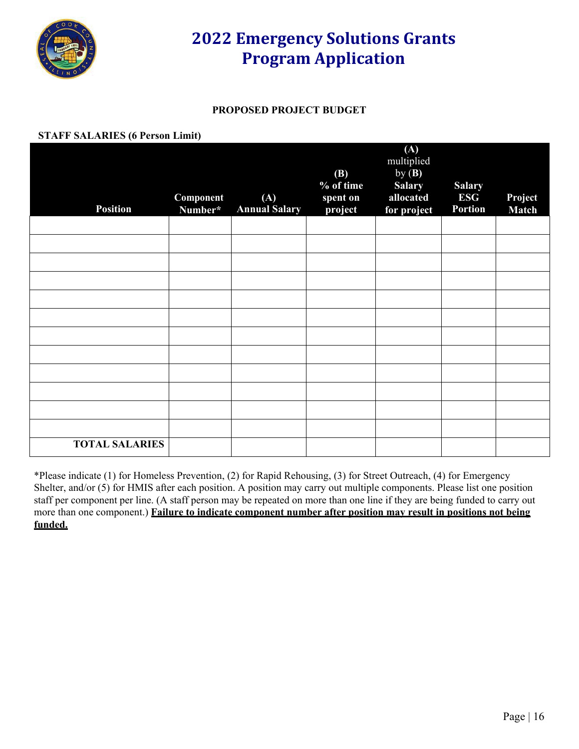# 2022 Emergency Solutions Grants Program Application

**PROPOSED PROJECT BUDGET**

**STAFF SALARIES (6 Person Limit)**

| Position | Component Number* | (A) Annual Salary | (B) % of time spent on project | (A) multiplied by (B) Salary allocated for project | Salary ESG Portion | Project Match |
|---|---|---|---|---|---|---|
| | | | | | | |
| | | | | | | |
| | | | | | | |
| | | | | | | |
| | | | | | | |
| | | | | | | |
| | | | | | | |
| | | | | | | |
| | | | | | | |
| | | | | | | |
| | | | | | | |
| | | | | | | |
| **TOTAL SALARIES** | | | | | | |

*Please indicate (1) for Homeless Prevention, (2) for Rapid Rehousing, (3) for Street Outreach, (4) for Emergency Shelter, and/or (5) for HMIS after each position. A position may carry out multiple components. Please list one position staff per component per line. (A staff person may be repeated on more than one line if they are being funded to carry out more than one component.) **Failure to indicate component number after position may result in positions not being funded.**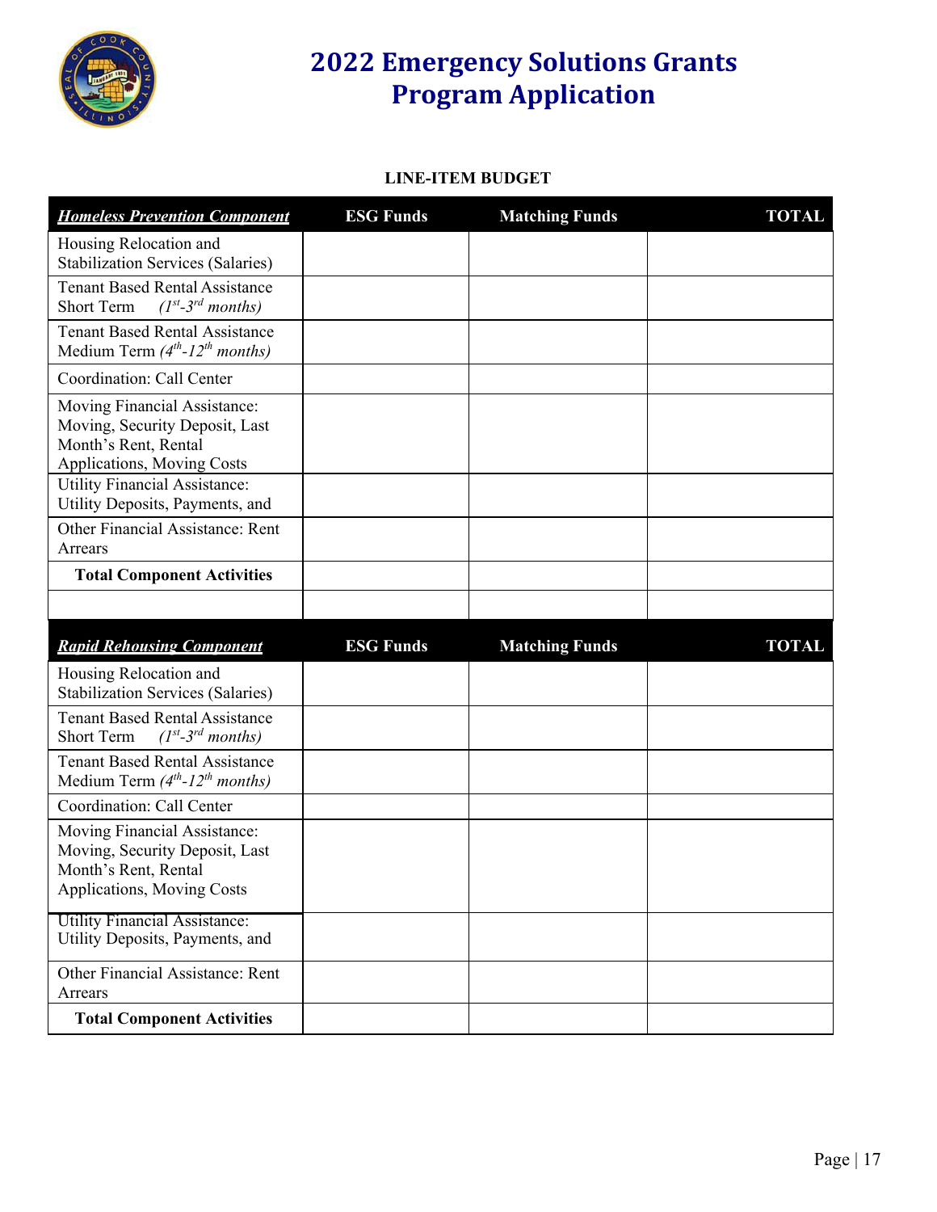# 2022 Emergency Solutions Grants Program Application

**LINE-ITEM BUDGET**

| ***Homeless Prevention Component*** | **ESG Funds** | **Matching Funds** | **TOTAL** |
|---|---|---|---|
| Housing Relocation and Stabilization Services (Salaries) | | | |
| Tenant Based Rental Assistance Short Term *(1st-3rd months)* | | | |
| Tenant Based Rental Assistance Medium Term *(4th-12th months)* | | | |
| Coordination: Call Center | | | |
| Moving Financial Assistance: Moving, Security Deposit, Last Month's Rent, Rental Applications, Moving Costs | | | |
| Utility Financial Assistance: Utility Deposits, Payments, and | | | |
| Other Financial Assistance: Rent Arrears | | | |
| **Total Component Activities** | | | |
| | | | |

| ***Rapid Rehousing Component*** | **ESG Funds** | **Matching Funds** | **TOTAL** |
|---|---|---|---|
| Housing Relocation and Stabilization Services (Salaries) | | | |
| Tenant Based Rental Assistance Short Term *(1st-3rd months)* | | | |
| Tenant Based Rental Assistance Medium Term *(4th-12th months)* | | | |
| Coordination: Call Center | | | |
| Moving Financial Assistance: Moving, Security Deposit, Last Month's Rent, Rental Applications, Moving Costs | | | |
| Utility Financial Assistance: Utility Deposits, Payments, and | | | |
| Other Financial Assistance: Rent Arrears | | | |
| **Total Component Activities** | | | |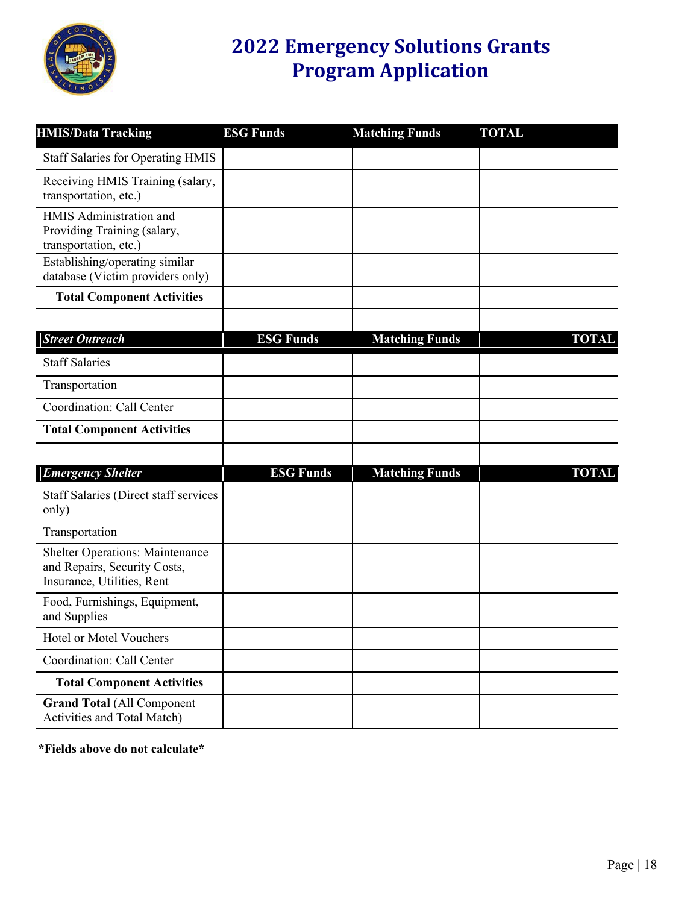# 2022 Emergency Solutions Grants Program Application

| HMIS/Data Tracking | ESG Funds | Matching Funds | TOTAL |
|---|---|---|---|
| Staff Salaries for Operating HMIS | | | |
| Receiving HMIS Training (salary, transportation, etc.) | | | |
| HMIS Administration and Providing Training (salary, transportation, etc.) | | | |
| Establishing/operating similar database (Victim providers only) | | | |
| **Total Component Activities** | | | |
| | | | |
| ***Street Outreach*** | **ESG Funds** | **Matching Funds** | **TOTAL** |
| Staff Salaries | | | |
| Transportation | | | |
| Coordination: Call Center | | | |
| **Total Component Activities** | | | |
| | | | |
| ***Emergency Shelter*** | **ESG Funds** | **Matching Funds** | **TOTAL** |
| Staff Salaries (Direct staff services only) | | | |
| Transportation | | | |
| Shelter Operations: Maintenance and Repairs, Security Costs, Insurance, Utilities, Rent | | | |
| Food, Furnishings, Equipment, and Supplies | | | |
| Hotel or Motel Vouchers | | | |
| Coordination: Call Center | | | |
| **Total Component Activities** | | | |
| **Grand Total** (All Component Activities and Total Match) | | | |

***Fields above do not calculate***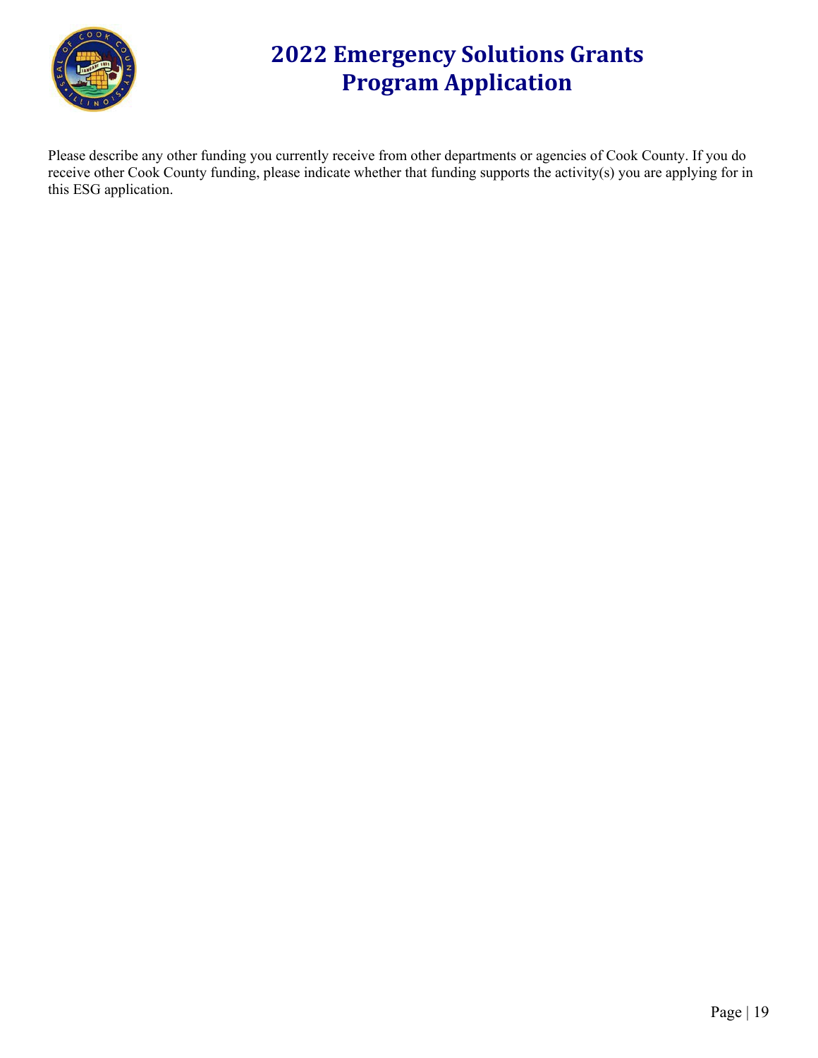Please describe any other funding you currently receive from other departments or agencies of Cook County. If you do receive other Cook County funding, please indicate whether that funding supports the activity(s) you are applying for in this ESG application.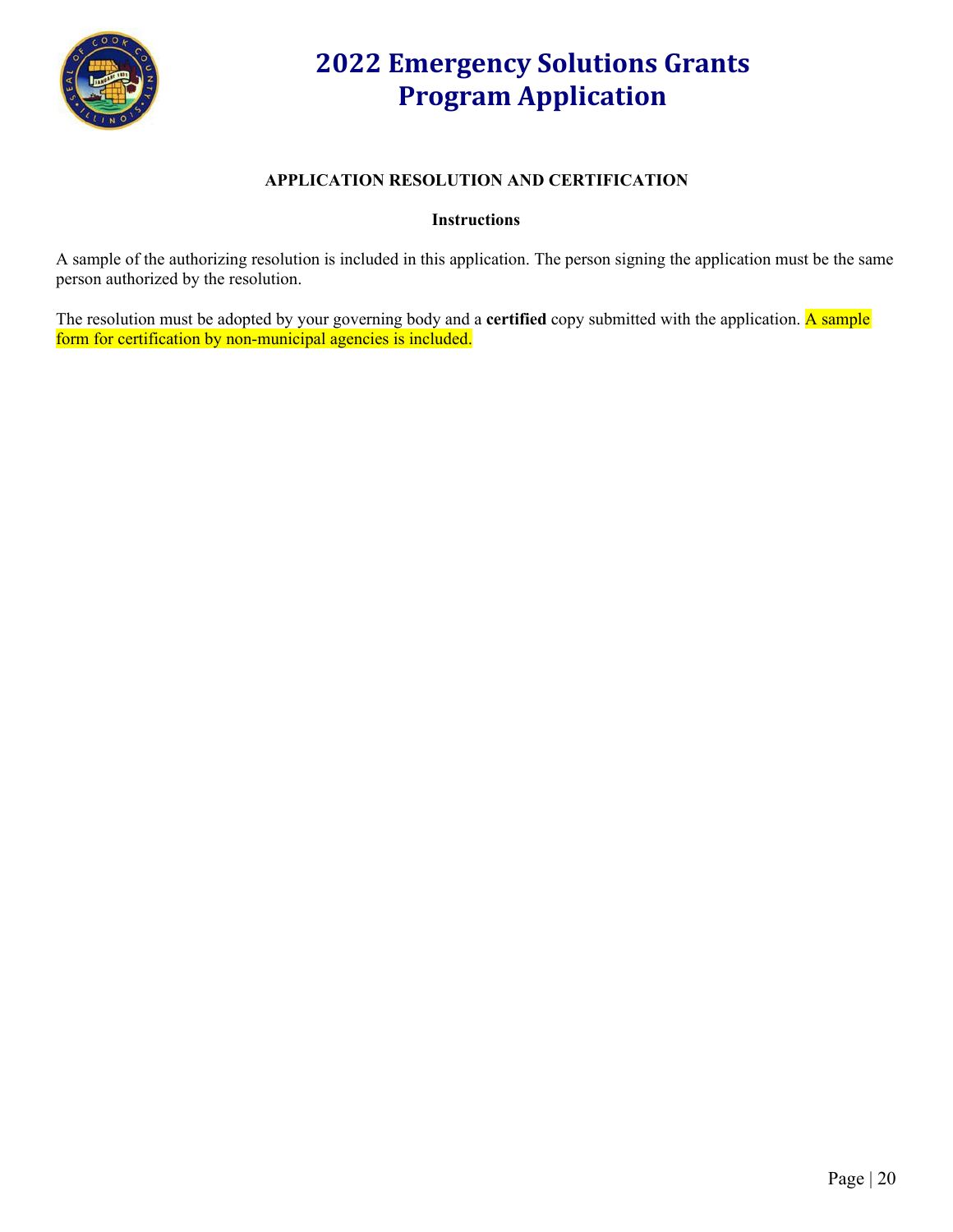# 2022 Emergency Solutions Grants Program Application

## APPLICATION RESOLUTION AND CERTIFICATION

### Instructions

A sample of the authorizing resolution is included in this application. The person signing the application must be the same person authorized by the resolution.

The resolution must be adopted by your governing body and a **certified** copy submitted with the application. A sample form for certification by non-municipal agencies is included.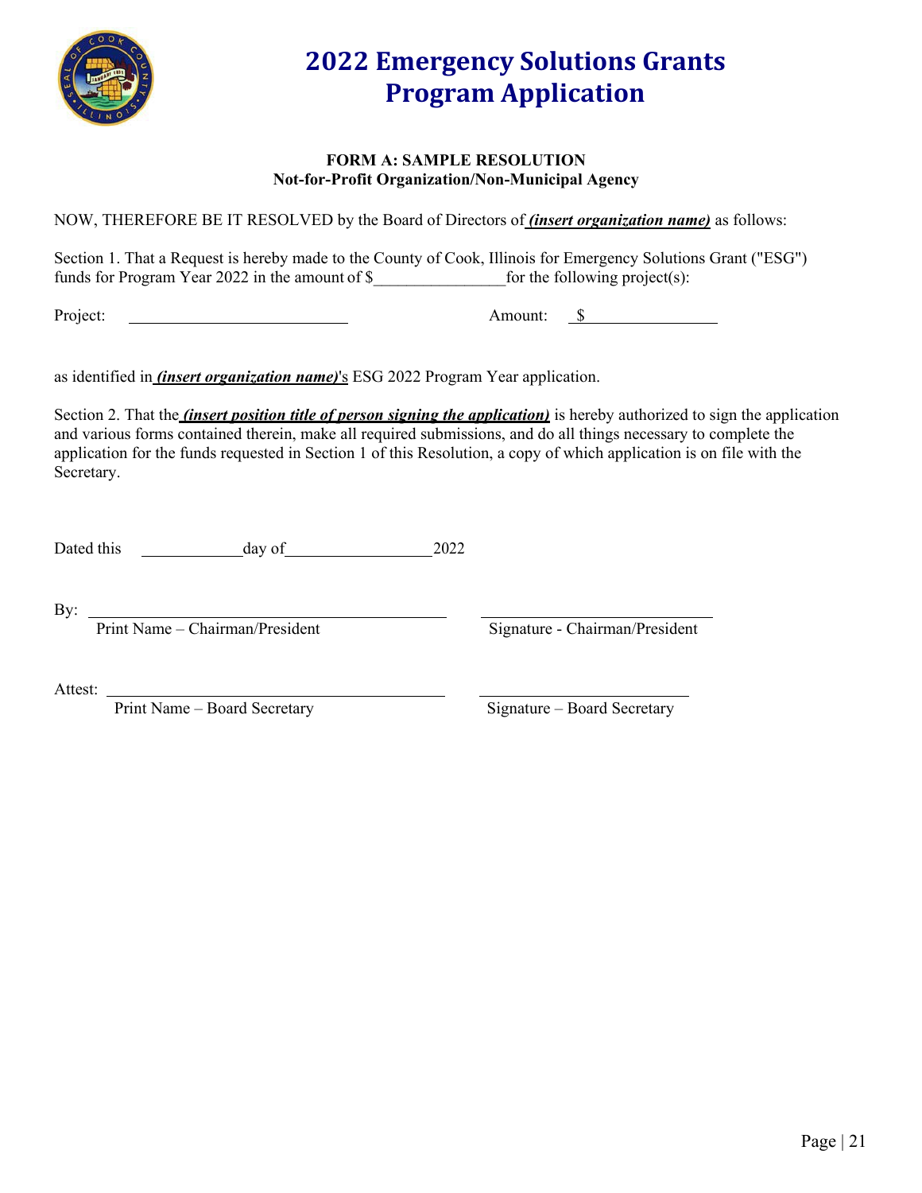# 2022 Emergency Solutions Grants Program Application

**FORM A: SAMPLE RESOLUTION**
**Not-for-Profit Organization/Non-Municipal Agency**

NOW, THEREFORE BE IT RESOLVED by the Board of Directors of ***(insert organization name)*** as follows:

Section 1. That a Request is hereby made to the County of Cook, Illinois for Emergency Solutions Grant ("ESG") funds for Program Year 2022 in the amount of $________________for the following project(s):

Project: ____________________________ Amount: $_________________

as identified in ***(insert organization name)***'s ESG 2022 Program Year application.

Section 2. That the ***(insert position title of person signing the application)*** is hereby authorized to sign the application and various forms contained therein, make all required submissions, and do all things necessary to complete the application for the funds requested in Section 1 of this Resolution, a copy of which application is on file with the Secretary.

Dated this _____________day of__________________2022

By: ______________________________________________ ____________________________
Print Name – Chairman/President Signature - Chairman/President

Attest: ___________________________________________ ____________________________
Print Name – Board Secretary Signature – Board Secretary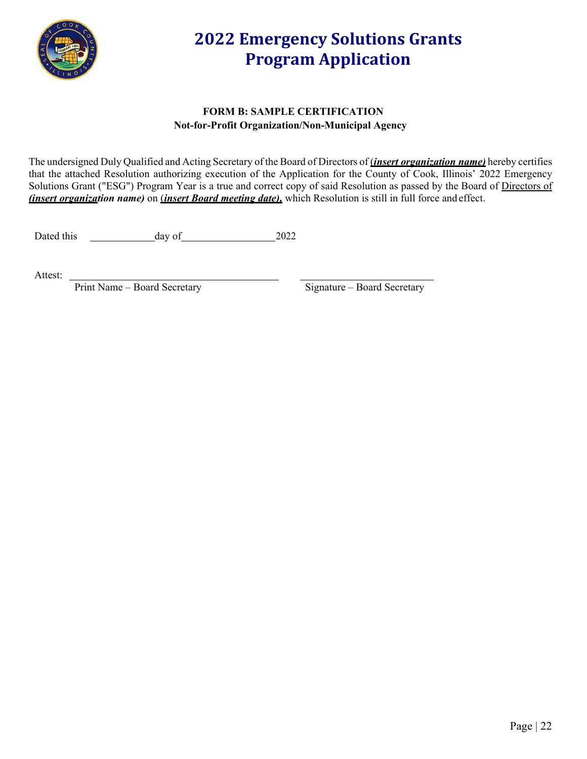# 2022 Emergency Solutions Grants Program Application

**FORM B: SAMPLE CERTIFICATION**
**Not-for-Profit Organization/Non-Municipal Agency**

The undersigned Duly Qualified and Acting Secretary of the Board of Directors of ***(insert organization name)*** hereby certifies that the attached Resolution authorizing execution of the Application for the County of Cook, Illinois' 2022 Emergency Solutions Grant ("ESG") Program Year is a true and correct copy of said Resolution as passed by the Board of Directors of ***(insert organization name)*** on ***(insert Board meeting date),*** which Resolution is still in full force and effect.

Dated this ____________ day of __________________ 2022

Attest: ________________________________________ ________________________

Print Name – Board Secretary Signature – Board Secretary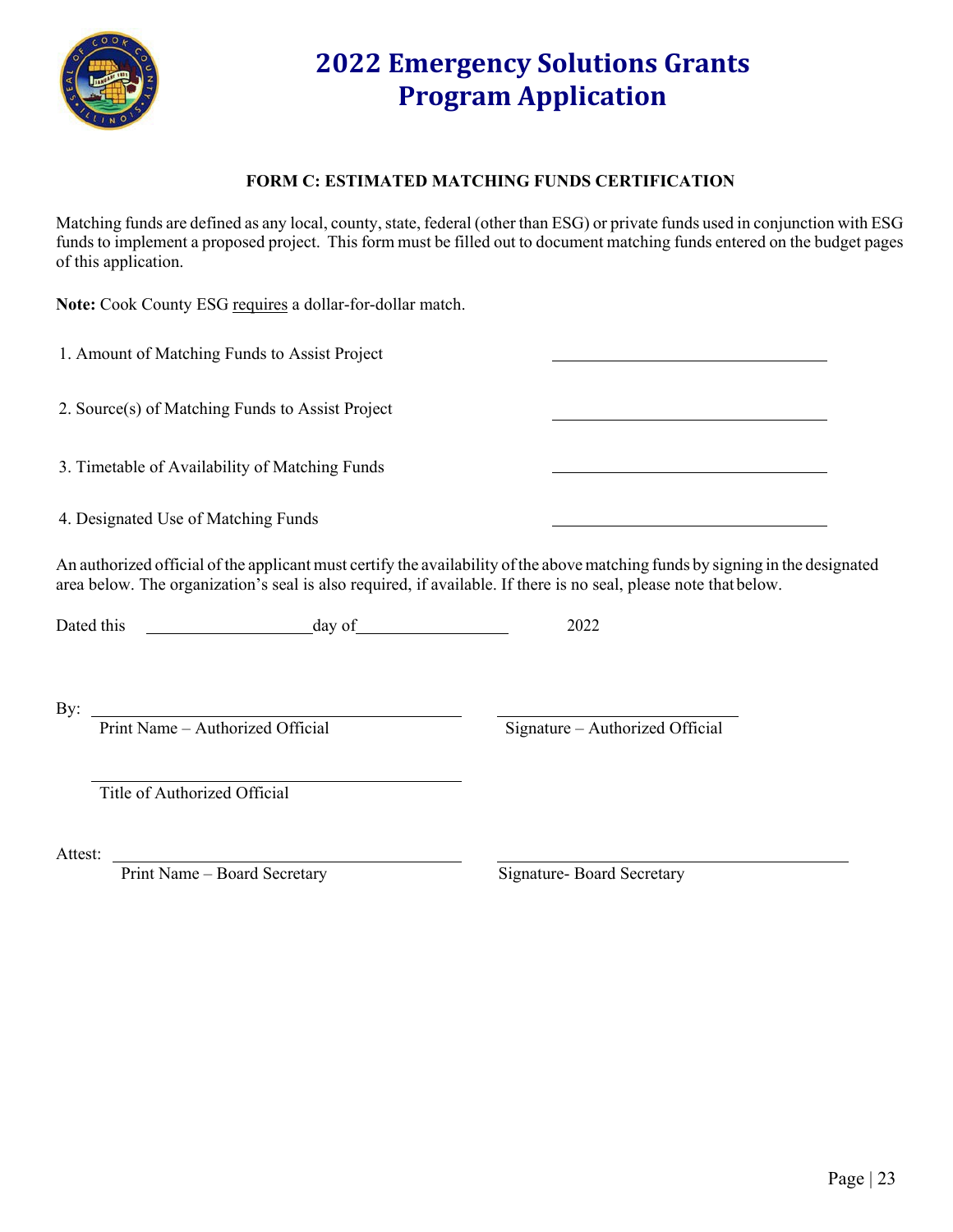# 2022 Emergency Solutions Grants Program Application

**FORM C: ESTIMATED MATCHING FUNDS CERTIFICATION**

Matching funds are defined as any local, county, state, federal (other than ESG) or private funds used in conjunction with ESG funds to implement a proposed project. This form must be filled out to document matching funds entered on the budget pages of this application.

**Note:** Cook County ESG requires a dollar-for-dollar match.

1. Amount of Matching Funds to Assist Project \_\_\_\_\_\_\_\_\_\_\_\_\_\_\_\_\_\_\_\_\_\_\_\_\_\_\_\_\_\_

2. Source(s) of Matching Funds to Assist Project \_\_\_\_\_\_\_\_\_\_\_\_\_\_\_\_\_\_\_\_\_\_\_\_\_\_\_\_\_\_

3. Timetable of Availability of Matching Funds \_\_\_\_\_\_\_\_\_\_\_\_\_\_\_\_\_\_\_\_\_\_\_\_\_\_\_\_\_\_

4. Designated Use of Matching Funds \_\_\_\_\_\_\_\_\_\_\_\_\_\_\_\_\_\_\_\_\_\_\_\_\_\_\_\_\_\_

An authorized official of the applicant must certify the availability of the above matching funds by signing in the designated area below. The organization's seal is also required, if available. If there is no seal, please note that below.

Dated this \_\_\_\_\_\_\_\_\_\_\_\_\_\_\_\_\_\_ day of \_\_\_\_\_\_\_\_\_\_\_\_\_\_\_\_\_\_ 2022

By: \_\_\_\_\_\_\_\_\_\_\_\_\_\_\_\_\_\_\_\_\_\_\_\_\_\_\_\_\_\_\_\_\_\_\_\_ \_\_\_\_\_\_\_\_\_\_\_\_\_\_\_\_\_\_\_\_\_\_\_\_\_\_\_\_

Print Name – Authorized Official Signature – Authorized Official

\_\_\_\_\_\_\_\_\_\_\_\_\_\_\_\_\_\_\_\_\_\_\_\_\_\_\_\_\_\_\_\_\_\_\_\_

Title of Authorized Official

Attest: \_\_\_\_\_\_\_\_\_\_\_\_\_\_\_\_\_\_\_\_\_\_\_\_\_\_\_\_\_\_\_\_\_\_\_\_ \_\_\_\_\_\_\_\_\_\_\_\_\_\_\_\_\_\_\_\_\_\_\_\_\_\_\_\_\_\_\_\_\_\_\_\_

Print Name – Board Secretary Signature- Board Secretary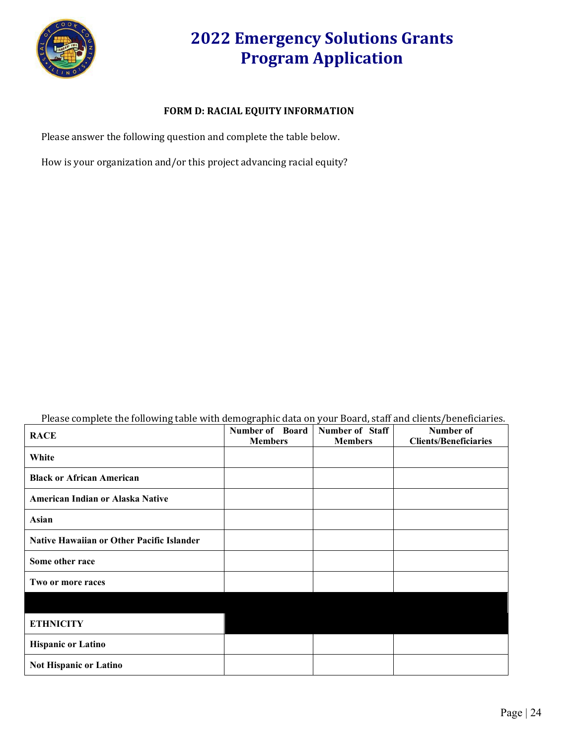# 2022 Emergency Solutions Grants Program Application

**FORM D: RACIAL EQUITY INFORMATION**

Please answer the following question and complete the table below.

How is your organization and/or this project advancing racial equity?

Please complete the following table with demographic data on your Board, staff and clients/beneficiaries.

| RACE | Number of Board Members | Number of Staff Members | Number of Clients/Beneficiaries |
|---|---|---|---|
| White | | | |
| Black or African American | | | |
| American Indian or Alaska Native | | | |
| Asian | | | |
| Native Hawaiian or Other Pacific Islander | | | |
| Some other race | | | |
| Two or more races | | | |
| | | | |
| **ETHNICITY** | | | |
| Hispanic or Latino | | | |
| Not Hispanic or Latino | | | |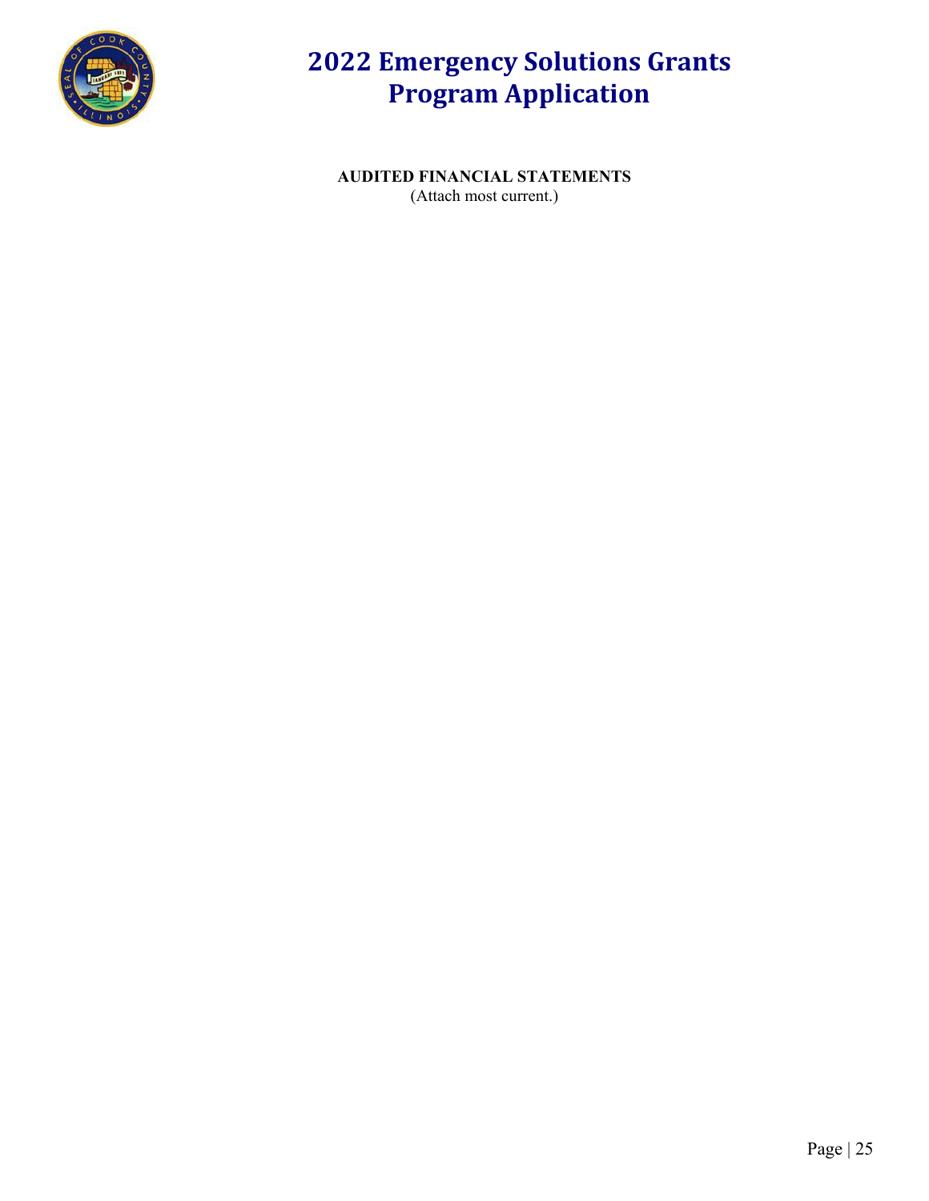# 2022 Emergency Solutions Grants Program Application

**AUDITED FINANCIAL STATEMENTS**
(Attach most current.)